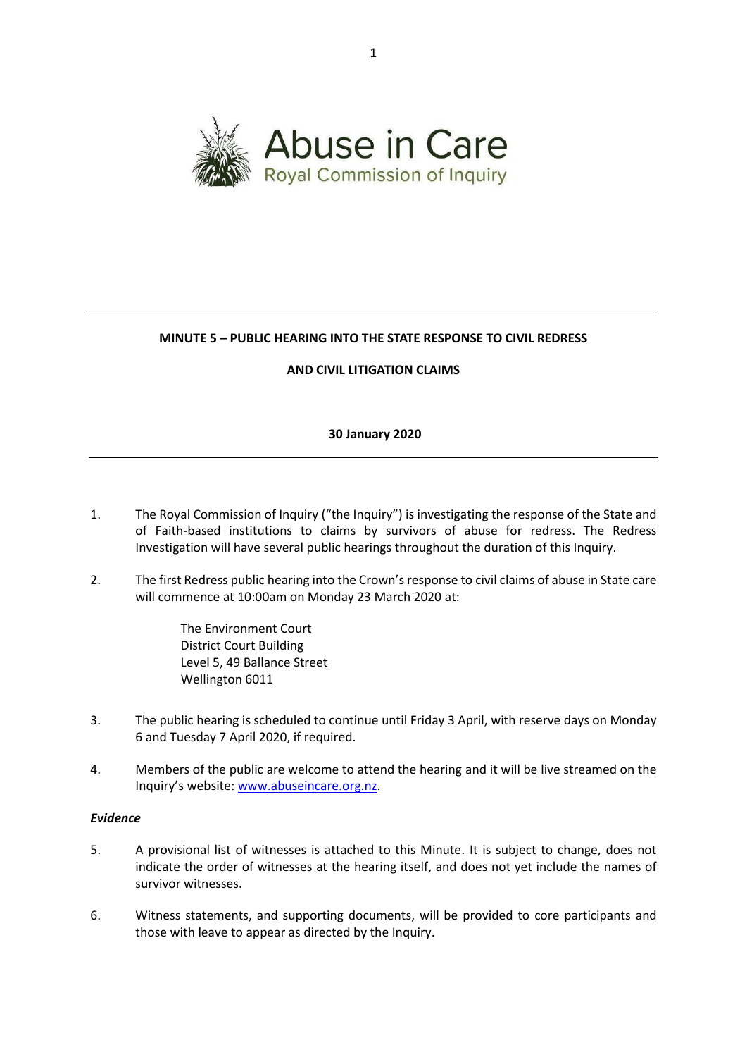Abuse in Care
Royal Commission of Inquiry

---

**MINUTE 5 – PUBLIC HEARING INTO THE STATE RESPONSE TO CIVIL REDRESS AND CIVIL LITIGATION CLAIMS**

**30 January 2020**

---

1. The Royal Commission of Inquiry ("the Inquiry") is investigating the response of the State and of Faith-based institutions to claims by survivors of abuse for redress. The Redress Investigation will have several public hearings throughout the duration of this Inquiry.

2. The first Redress public hearing into the Crown's response to civil claims of abuse in State care will commence at 10:00am on Monday 23 March 2020 at:

   The Environment Court
   District Court Building
   Level 5, 49 Ballance Street
   Wellington 6011

3. The public hearing is scheduled to continue until Friday 3 April, with reserve days on Monday 6 and Tuesday 7 April 2020, if required.

4. Members of the public are welcome to attend the hearing and it will be live streamed on the Inquiry's website: [www.abuseincare.org.nz](http://www.abuseincare.org.nz).

***Evidence***

5. A provisional list of witnesses is attached to this Minute. It is subject to change, does not indicate the order of witnesses at the hearing itself, and does not yet include the names of survivor witnesses.

6. Witness statements, and supporting documents, will be provided to core participants and those with leave to appear as directed by the Inquiry.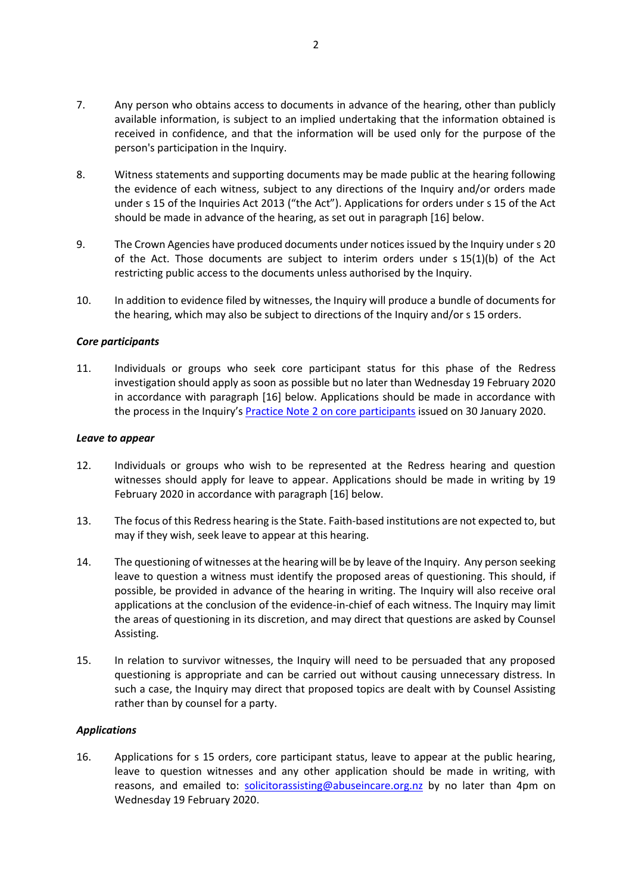7. Any person who obtains access to documents in advance of the hearing, other than publicly available information, is subject to an implied undertaking that the information obtained is received in confidence, and that the information will be used only for the purpose of the person's participation in the Inquiry.

8. Witness statements and supporting documents may be made public at the hearing following the evidence of each witness, subject to any directions of the Inquiry and/or orders made under s 15 of the Inquiries Act 2013 ("the Act"). Applications for orders under s 15 of the Act should be made in advance of the hearing, as set out in paragraph [16] below.

9. The Crown Agencies have produced documents under notices issued by the Inquiry under s 20 of the Act. Those documents are subject to interim orders under s 15(1)(b) of the Act restricting public access to the documents unless authorised by the Inquiry.

10. In addition to evidence filed by witnesses, the Inquiry will produce a bundle of documents for the hearing, which may also be subject to directions of the Inquiry and/or s 15 orders.

***Core participants***

11. Individuals or groups who seek core participant status for this phase of the Redress investigation should apply as soon as possible but no later than Wednesday 19 February 2020 in accordance with paragraph [16] below. Applications should be made in accordance with the process in the Inquiry's [Practice Note 2 on core participants](#) issued on 30 January 2020.

***Leave to appear***

12. Individuals or groups who wish to be represented at the Redress hearing and question witnesses should apply for leave to appear. Applications should be made in writing by 19 February 2020 in accordance with paragraph [16] below.

13. The focus of this Redress hearing is the State. Faith-based institutions are not expected to, but may if they wish, seek leave to appear at this hearing.

14. The questioning of witnesses at the hearing will be by leave of the Inquiry. Any person seeking leave to question a witness must identify the proposed areas of questioning. This should, if possible, be provided in advance of the hearing in writing. The Inquiry will also receive oral applications at the conclusion of the evidence-in-chief of each witness. The Inquiry may limit the areas of questioning in its discretion, and may direct that questions are asked by Counsel Assisting.

15. In relation to survivor witnesses, the Inquiry will need to be persuaded that any proposed questioning is appropriate and can be carried out without causing unnecessary distress. In such a case, the Inquiry may direct that proposed topics are dealt with by Counsel Assisting rather than by counsel for a party.

***Applications***

16. Applications for s 15 orders, core participant status, leave to appear at the public hearing, leave to question witnesses and any other application should be made in writing, with reasons, and emailed to: [solicitorassisting@abuseincare.org.nz](mailto:solicitorassisting@abuseincare.org.nz) by no later than 4pm on Wednesday 19 February 2020.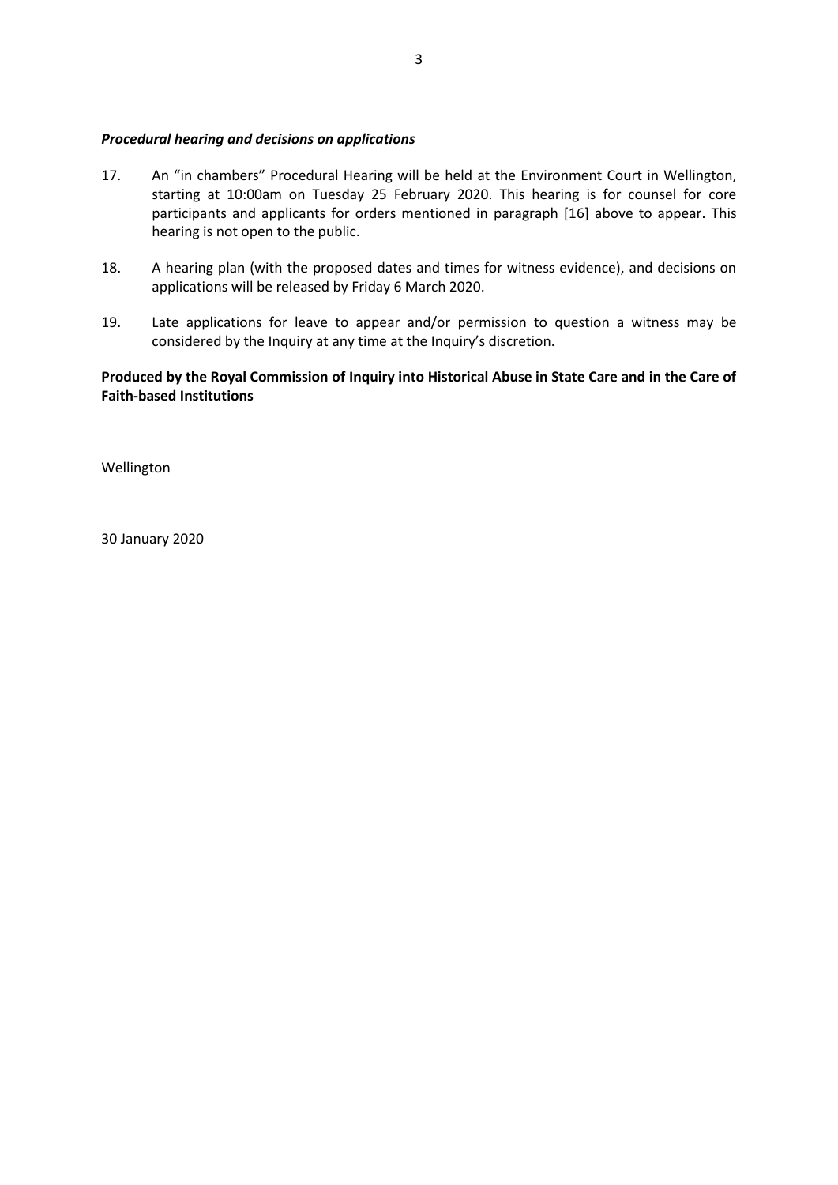### *Procedural hearing and decisions on applications*

17. An "in chambers" Procedural Hearing will be held at the Environment Court in Wellington, starting at 10:00am on Tuesday 25 February 2020. This hearing is for counsel for core participants and applicants for orders mentioned in paragraph [16] above to appear. This hearing is not open to the public.

18. A hearing plan (with the proposed dates and times for witness evidence), and decisions on applications will be released by Friday 6 March 2020.

19. Late applications for leave to appear and/or permission to question a witness may be considered by the Inquiry at any time at the Inquiry's discretion.

**Produced by the Royal Commission of Inquiry into Historical Abuse in State Care and in the Care of Faith-based Institutions**

Wellington

30 January 2020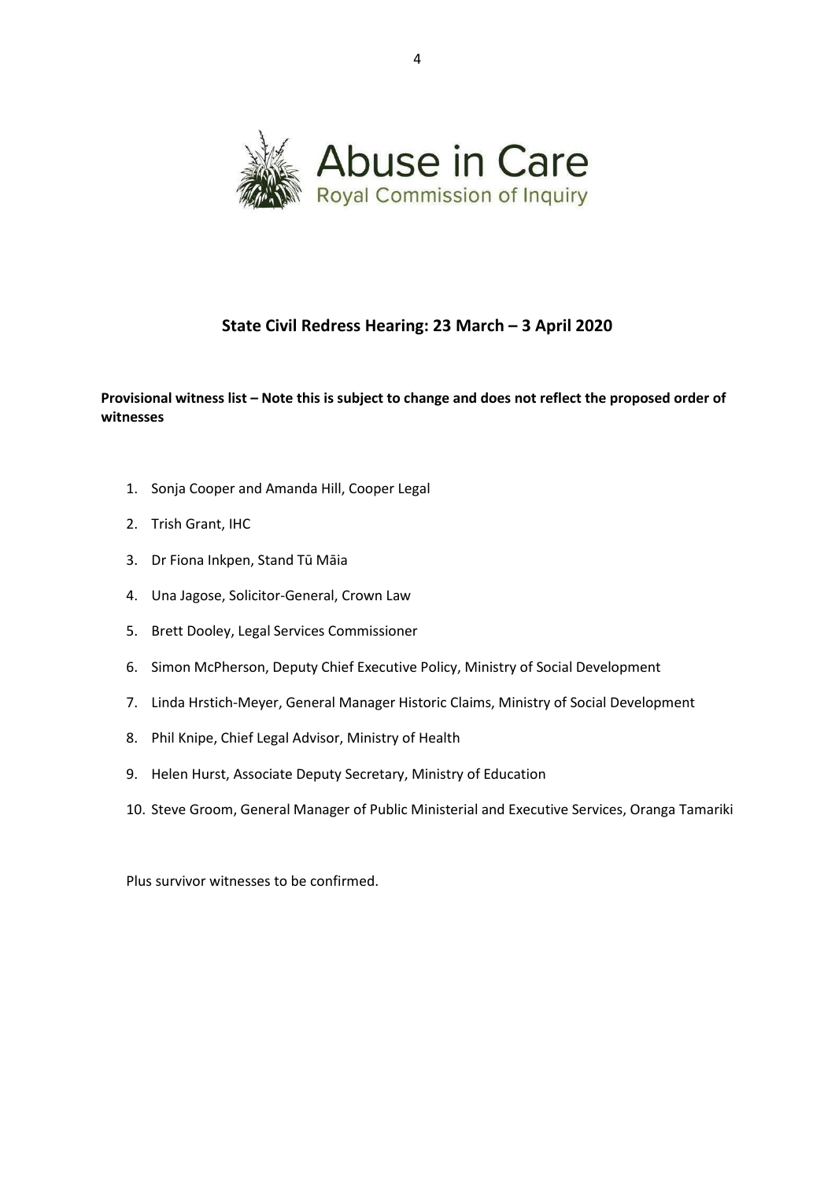Abuse in Care
Royal Commission of Inquiry

## State Civil Redress Hearing: 23 March – 3 April 2020

**Provisional witness list – Note this is subject to change and does not reflect the proposed order of witnesses**

1. Sonja Cooper and Amanda Hill, Cooper Legal
2. Trish Grant, IHC
3. Dr Fiona Inkpen, Stand Tū Māia
4. Una Jagose, Solicitor-General, Crown Law
5. Brett Dooley, Legal Services Commissioner
6. Simon McPherson, Deputy Chief Executive Policy, Ministry of Social Development
7. Linda Hrstich-Meyer, General Manager Historic Claims, Ministry of Social Development
8. Phil Knipe, Chief Legal Advisor, Ministry of Health
9. Helen Hurst, Associate Deputy Secretary, Ministry of Education
10. Steve Groom, General Manager of Public Ministerial and Executive Services, Oranga Tamariki

Plus survivor witnesses to be confirmed.